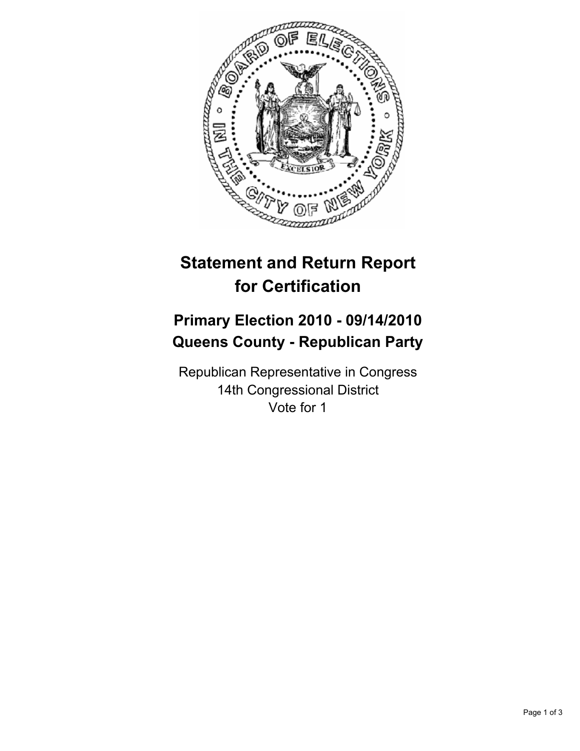# Statement and Return Report for Certification

## Primary Election 2010 - 09/14/2010
## Queens County - Republican Party

Republican Representative in Congress
14th Congressional District
Vote for 1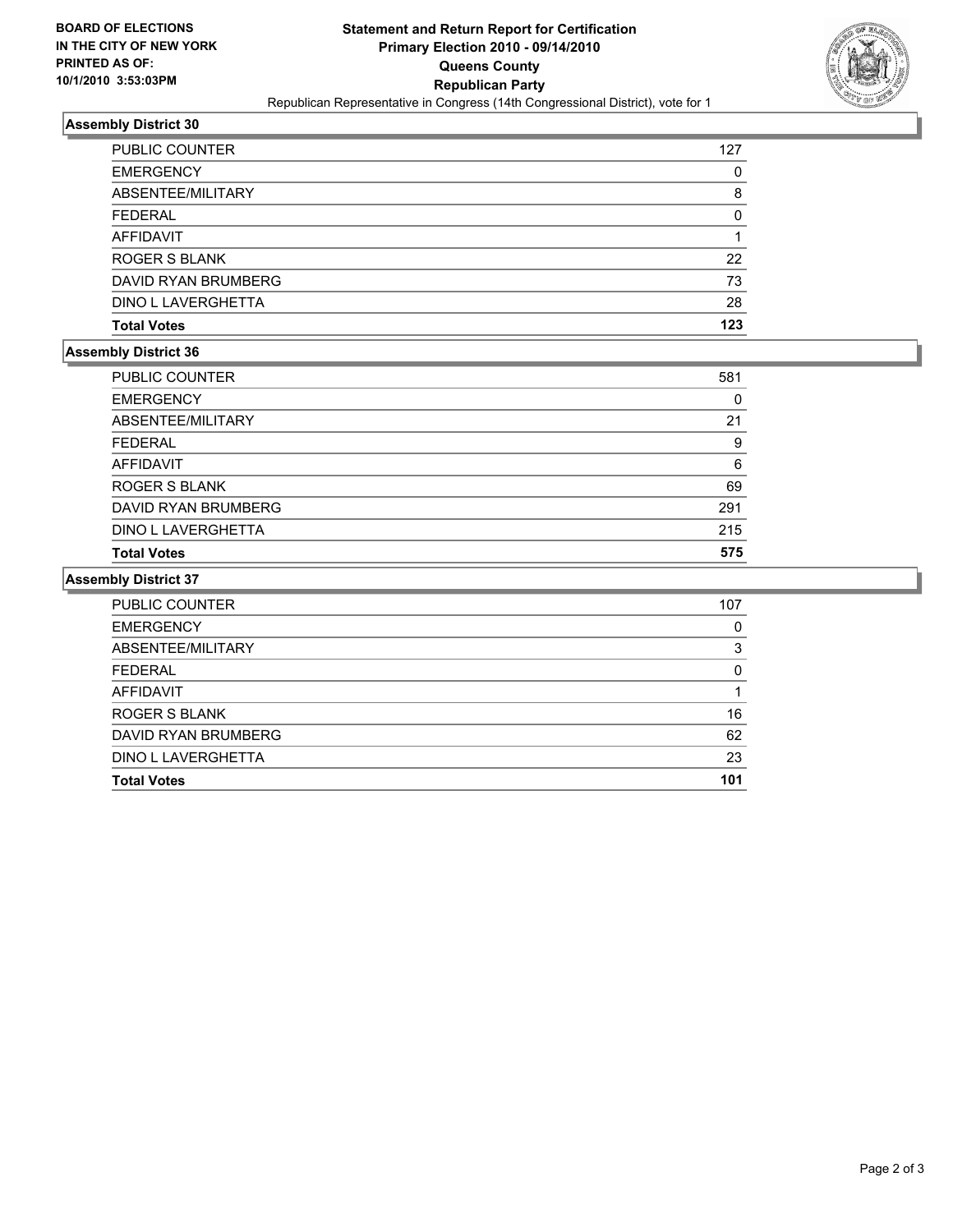**BOARD OF ELECTIONS IN THE CITY OF NEW YORK PRINTED AS OF: 10/1/2010 3:53:03PM**

# Statement and Return Report for Certification Primary Election 2010 - 09/14/2010 Queens County Republican Party

Republican Representative in Congress (14th Congressional District), vote for 1

## Assembly District 30

| | |
|---|---|
| PUBLIC COUNTER | 127 |
| EMERGENCY | 0 |
| ABSENTEE/MILITARY | 8 |
| FEDERAL | 0 |
| AFFIDAVIT | 1 |
| ROGER S BLANK | 22 |
| DAVID RYAN BRUMBERG | 73 |
| DINO L LAVERGHETTA | 28 |
| **Total Votes** | **123** |

## Assembly District 36

| | |
|---|---|
| PUBLIC COUNTER | 581 |
| EMERGENCY | 0 |
| ABSENTEE/MILITARY | 21 |
| FEDERAL | 9 |
| AFFIDAVIT | 6 |
| ROGER S BLANK | 69 |
| DAVID RYAN BRUMBERG | 291 |
| DINO L LAVERGHETTA | 215 |
| **Total Votes** | **575** |

## Assembly District 37

| | |
|---|---|
| PUBLIC COUNTER | 107 |
| EMERGENCY | 0 |
| ABSENTEE/MILITARY | 3 |
| FEDERAL | 0 |
| AFFIDAVIT | 1 |
| ROGER S BLANK | 16 |
| DAVID RYAN BRUMBERG | 62 |
| DINO L LAVERGHETTA | 23 |
| **Total Votes** | **101** |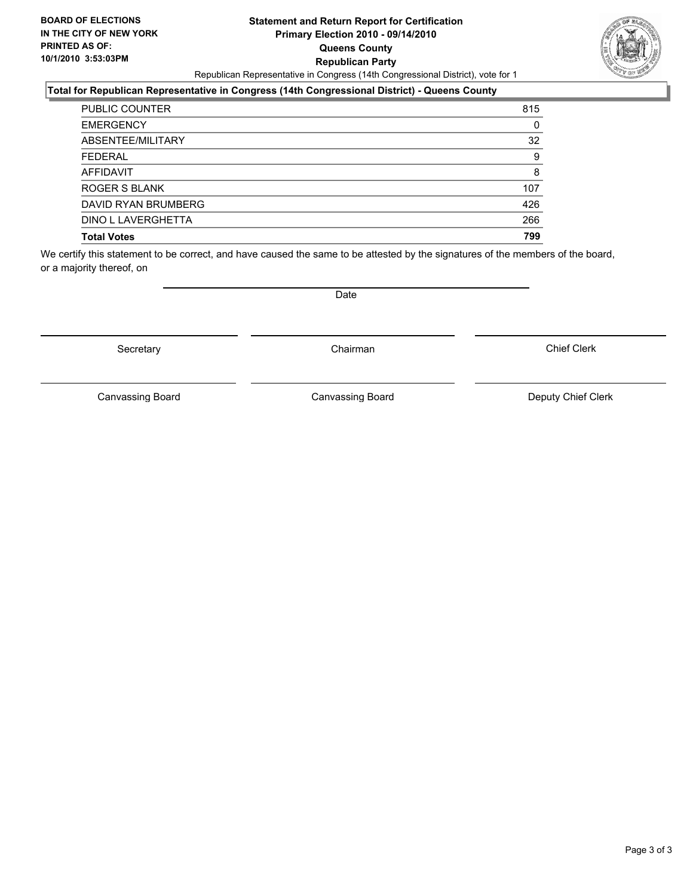**BOARD OF ELECTIONS IN THE CITY OF NEW YORK PRINTED AS OF: 10/1/2010 3:53:03PM**

# Statement and Return Report for Certification
## Primary Election 2010 - 09/14/2010
## Queens County
## Republican Party

Republican Representative in Congress (14th Congressional District), vote for 1

### Total for Republican Representative in Congress (14th Congressional District) - Queens County

| | |
|---|---|
| PUBLIC COUNTER | 815 |
| EMERGENCY | 0 |
| ABSENTEE/MILITARY | 32 |
| FEDERAL | 9 |
| AFFIDAVIT | 8 |
| ROGER S BLANK | 107 |
| DAVID RYAN BRUMBERG | 426 |
| DINO L LAVERGHETTA | 266 |
| **Total Votes** | **799** |

We certify this statement to be correct, and have caused the same to be attested by the signatures of the members of the board, or a majority thereof, on

Date

Secretary

Chairman

Chief Clerk

Canvassing Board

Canvassing Board

Deputy Chief Clerk